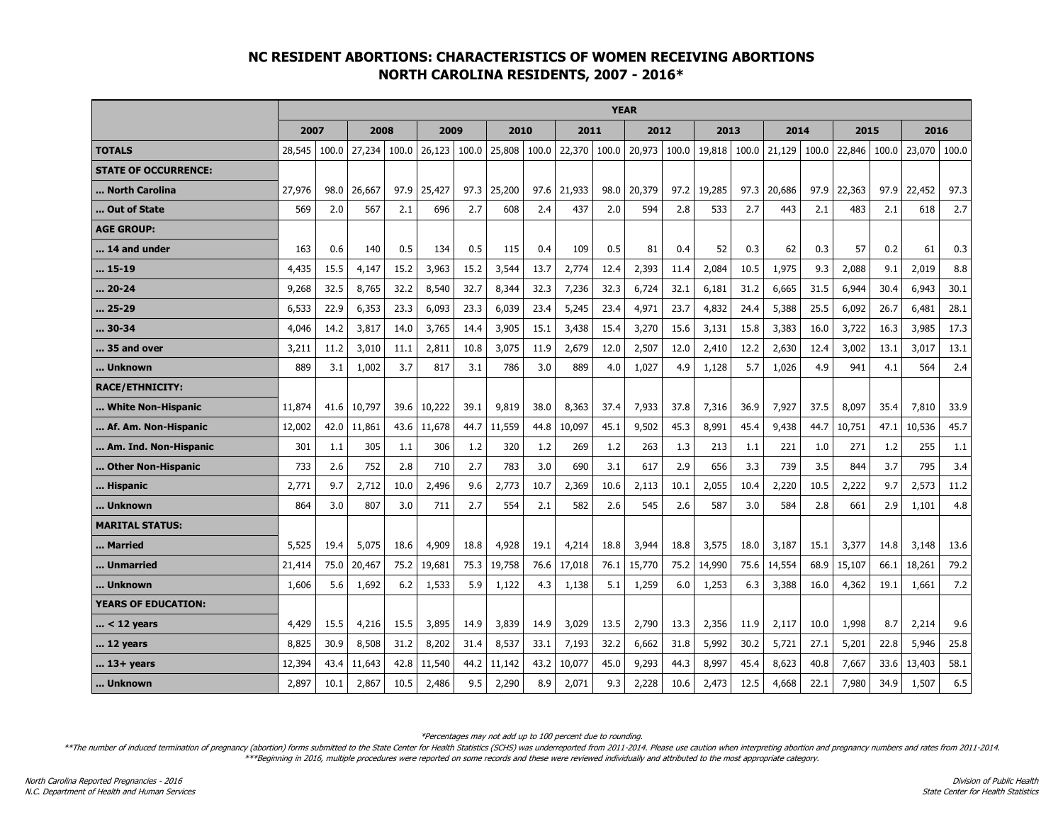# NC RESIDENT ABORTIONS: CHARACTERISTICS OF WOMEN RECEIVING ABORTIONS
## NORTH CAROLINA RESIDENTS, 2007 - 2016*

| | YEAR | | | | | | | | | | | | | | | | | | | |
|---|---|---|---|---|---|---|---|---|---|---|---|---|---|---|---|---|---|---|---|---|
| | 2007 | | 2008 | | 2009 | | 2010 | | 2011 | | 2012 | | 2013 | | 2014 | | 2015 | | 2016 | |
| **TOTALS** | 28,545 | 100.0 | 27,234 | 100.0 | 26,123 | 100.0 | 25,808 | 100.0 | 22,370 | 100.0 | 20,973 | 100.0 | 19,818 | 100.0 | 21,129 | 100.0 | 22,846 | 100.0 | 23,070 | 100.0 |
| **STATE OF OCCURRENCE:** | | | | | | | | | | | | | | | | | | | | |
| **... North Carolina** | 27,976 | 98.0 | 26,667 | 97.9 | 25,427 | 97.3 | 25,200 | 97.6 | 21,933 | 98.0 | 20,379 | 97.2 | 19,285 | 97.3 | 20,686 | 97.9 | 22,363 | 97.9 | 22,452 | 97.3 |
| **... Out of State** | 569 | 2.0 | 567 | 2.1 | 696 | 2.7 | 608 | 2.4 | 437 | 2.0 | 594 | 2.8 | 533 | 2.7 | 443 | 2.1 | 483 | 2.1 | 618 | 2.7 |
| **AGE GROUP:** | | | | | | | | | | | | | | | | | | | | |
| **... 14 and under** | 163 | 0.6 | 140 | 0.5 | 134 | 0.5 | 115 | 0.4 | 109 | 0.5 | 81 | 0.4 | 52 | 0.3 | 62 | 0.3 | 57 | 0.2 | 61 | 0.3 |
| **... 15-19** | 4,435 | 15.5 | 4,147 | 15.2 | 3,963 | 15.2 | 3,544 | 13.7 | 2,774 | 12.4 | 2,393 | 11.4 | 2,084 | 10.5 | 1,975 | 9.3 | 2,088 | 9.1 | 2,019 | 8.8 |
| **... 20-24** | 9,268 | 32.5 | 8,765 | 32.2 | 8,540 | 32.7 | 8,344 | 32.3 | 7,236 | 32.3 | 6,724 | 32.1 | 6,181 | 31.2 | 6,665 | 31.5 | 6,944 | 30.4 | 6,943 | 30.1 |
| **... 25-29** | 6,533 | 22.9 | 6,353 | 23.3 | 6,093 | 23.3 | 6,039 | 23.4 | 5,245 | 23.4 | 4,971 | 23.7 | 4,832 | 24.4 | 5,388 | 25.5 | 6,092 | 26.7 | 6,481 | 28.1 |
| **... 30-34** | 4,046 | 14.2 | 3,817 | 14.0 | 3,765 | 14.4 | 3,905 | 15.1 | 3,438 | 15.4 | 3,270 | 15.6 | 3,131 | 15.8 | 3,383 | 16.0 | 3,722 | 16.3 | 3,985 | 17.3 |
| **... 35 and over** | 3,211 | 11.2 | 3,010 | 11.1 | 2,811 | 10.8 | 3,075 | 11.9 | 2,679 | 12.0 | 2,507 | 12.0 | 2,410 | 12.2 | 2,630 | 12.4 | 3,002 | 13.1 | 3,017 | 13.1 |
| **... Unknown** | 889 | 3.1 | 1,002 | 3.7 | 817 | 3.1 | 786 | 3.0 | 889 | 4.0 | 1,027 | 4.9 | 1,128 | 5.7 | 1,026 | 4.9 | 941 | 4.1 | 564 | 2.4 |
| **RACE/ETHNICITY:** | | | | | | | | | | | | | | | | | | | | |
| **... White Non-Hispanic** | 11,874 | 41.6 | 10,797 | 39.6 | 10,222 | 39.1 | 9,819 | 38.0 | 8,363 | 37.4 | 7,933 | 37.8 | 7,316 | 36.9 | 7,927 | 37.5 | 8,097 | 35.4 | 7,810 | 33.9 |
| **... Af. Am. Non-Hispanic** | 12,002 | 42.0 | 11,861 | 43.6 | 11,678 | 44.7 | 11,559 | 44.8 | 10,097 | 45.1 | 9,502 | 45.3 | 8,991 | 45.4 | 9,438 | 44.7 | 10,751 | 47.1 | 10,536 | 45.7 |
| **... Am. Ind. Non-Hispanic** | 301 | 1.1 | 305 | 1.1 | 306 | 1.2 | 320 | 1.2 | 269 | 1.2 | 263 | 1.3 | 213 | 1.1 | 221 | 1.0 | 271 | 1.2 | 255 | 1.1 |
| **... Other Non-Hispanic** | 733 | 2.6 | 752 | 2.8 | 710 | 2.7 | 783 | 3.0 | 690 | 3.1 | 617 | 2.9 | 656 | 3.3 | 739 | 3.5 | 844 | 3.7 | 795 | 3.4 |
| **... Hispanic** | 2,771 | 9.7 | 2,712 | 10.0 | 2,496 | 9.6 | 2,773 | 10.7 | 2,369 | 10.6 | 2,113 | 10.1 | 2,055 | 10.4 | 2,220 | 10.5 | 2,222 | 9.7 | 2,573 | 11.2 |
| **... Unknown** | 864 | 3.0 | 807 | 3.0 | 711 | 2.7 | 554 | 2.1 | 582 | 2.6 | 545 | 2.6 | 587 | 3.0 | 584 | 2.8 | 661 | 2.9 | 1,101 | 4.8 |
| **MARITAL STATUS:** | | | | | | | | | | | | | | | | | | | | |
| **... Married** | 5,525 | 19.4 | 5,075 | 18.6 | 4,909 | 18.8 | 4,928 | 19.1 | 4,214 | 18.8 | 3,944 | 18.8 | 3,575 | 18.0 | 3,187 | 15.1 | 3,377 | 14.8 | 3,148 | 13.6 |
| **... Unmarried** | 21,414 | 75.0 | 20,467 | 75.2 | 19,681 | 75.3 | 19,758 | 76.6 | 17,018 | 76.1 | 15,770 | 75.2 | 14,990 | 75.6 | 14,554 | 68.9 | 15,107 | 66.1 | 18,261 | 79.2 |
| **... Unknown** | 1,606 | 5.6 | 1,692 | 6.2 | 1,533 | 5.9 | 1,122 | 4.3 | 1,138 | 5.1 | 1,259 | 6.0 | 1,253 | 6.3 | 3,388 | 16.0 | 4,362 | 19.1 | 1,661 | 7.2 |
| **YEARS OF EDUCATION:** | | | | | | | | | | | | | | | | | | | | |
| **... < 12 years** | 4,429 | 15.5 | 4,216 | 15.5 | 3,895 | 14.9 | 3,839 | 14.9 | 3,029 | 13.5 | 2,790 | 13.3 | 2,356 | 11.9 | 2,117 | 10.0 | 1,998 | 8.7 | 2,214 | 9.6 |
| **... 12 years** | 8,825 | 30.9 | 8,508 | 31.2 | 8,202 | 31.4 | 8,537 | 33.1 | 7,193 | 32.2 | 6,662 | 31.8 | 5,992 | 30.2 | 5,721 | 27.1 | 5,201 | 22.8 | 5,946 | 25.8 |
| **... 13+ years** | 12,394 | 43.4 | 11,643 | 42.8 | 11,540 | 44.2 | 11,142 | 43.2 | 10,077 | 45.0 | 9,293 | 44.3 | 8,997 | 45.4 | 8,623 | 40.8 | 7,667 | 33.6 | 13,403 | 58.1 |
| **... Unknown** | 2,897 | 10.1 | 2,867 | 10.5 | 2,486 | 9.5 | 2,290 | 8.9 | 2,071 | 9.3 | 2,228 | 10.6 | 2,473 | 12.5 | 4,668 | 22.1 | 7,980 | 34.9 | 1,507 | 6.5 |

*Percentages may not add up to 100 percent due to rounding.

**The number of induced termination of pregnancy (abortion) forms submitted to the State Center for Health Statistics (SCHS) was underreported from 2011-2014. Please use caution when interpreting abortion and pregnancy numbers and rates from 2011-2014.

***Beginning in 2016, multiple procedures were reported on some records and these were reviewed individually and attributed to the most appropriate category.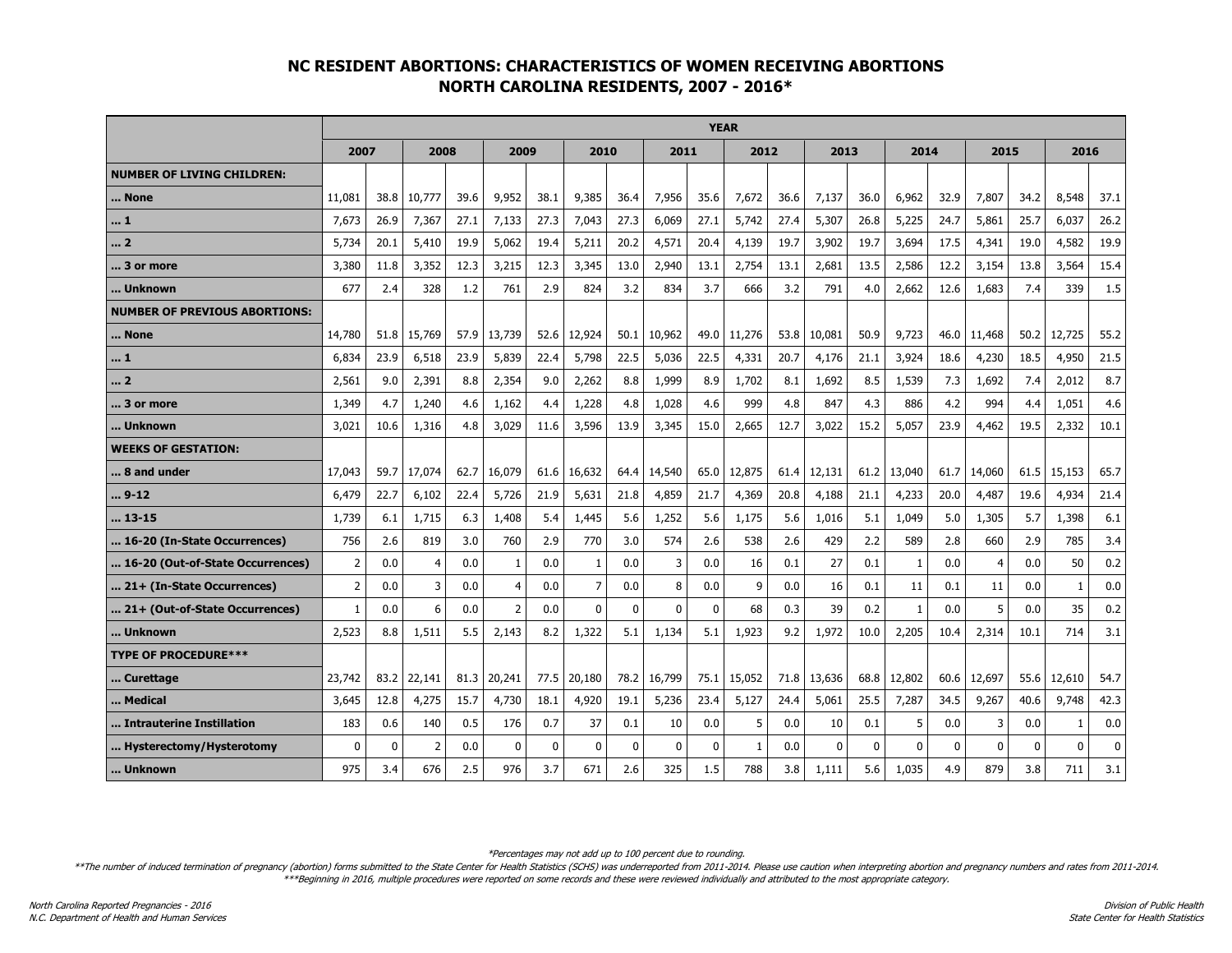# NC RESIDENT ABORTIONS: CHARACTERISTICS OF WOMEN RECEIVING ABORTIONS
## NORTH CAROLINA RESIDENTS, 2007 - 2016*

| | YEAR | | | | | | | | | | | | | | | | | | | |
|---|---|---|---|---|---|---|---|---|---|---|---|---|---|---|---|---|---|---|---|---|
| | 2007 | | 2008 | | 2009 | | 2010 | | 2011 | | 2012 | | 2013 | | 2014 | | 2015 | | 2016 | |
| **NUMBER OF LIVING CHILDREN:** | | | | | | | | | | | | | | | | | | | | |
| **... None** | 11,081 | 38.8 | 10,777 | 39.6 | 9,952 | 38.1 | 9,385 | 36.4 | 7,956 | 35.6 | 7,672 | 36.6 | 7,137 | 36.0 | 6,962 | 32.9 | 7,807 | 34.2 | 8,548 | 37.1 |
| **... 1** | 7,673 | 26.9 | 7,367 | 27.1 | 7,133 | 27.3 | 7,043 | 27.3 | 6,069 | 27.1 | 5,742 | 27.4 | 5,307 | 26.8 | 5,225 | 24.7 | 5,861 | 25.7 | 6,037 | 26.2 |
| **... 2** | 5,734 | 20.1 | 5,410 | 19.9 | 5,062 | 19.4 | 5,211 | 20.2 | 4,571 | 20.4 | 4,139 | 19.7 | 3,902 | 19.7 | 3,694 | 17.5 | 4,341 | 19.0 | 4,582 | 19.9 |
| **... 3 or more** | 3,380 | 11.8 | 3,352 | 12.3 | 3,215 | 12.3 | 3,345 | 13.0 | 2,940 | 13.1 | 2,754 | 13.1 | 2,681 | 13.5 | 2,586 | 12.2 | 3,154 | 13.8 | 3,564 | 15.4 |
| **... Unknown** | 677 | 2.4 | 328 | 1.2 | 761 | 2.9 | 824 | 3.2 | 834 | 3.7 | 666 | 3.2 | 791 | 4.0 | 2,662 | 12.6 | 1,683 | 7.4 | 339 | 1.5 |
| **NUMBER OF PREVIOUS ABORTIONS:** | | | | | | | | | | | | | | | | | | | | |
| **... None** | 14,780 | 51.8 | 15,769 | 57.9 | 13,739 | 52.6 | 12,924 | 50.1 | 10,962 | 49.0 | 11,276 | 53.8 | 10,081 | 50.9 | 9,723 | 46.0 | 11,468 | 50.2 | 12,725 | 55.2 |
| **... 1** | 6,834 | 23.9 | 6,518 | 23.9 | 5,839 | 22.4 | 5,798 | 22.5 | 5,036 | 22.5 | 4,331 | 20.7 | 4,176 | 21.1 | 3,924 | 18.6 | 4,230 | 18.5 | 4,950 | 21.5 |
| **... 2** | 2,561 | 9.0 | 2,391 | 8.8 | 2,354 | 9.0 | 2,262 | 8.8 | 1,999 | 8.9 | 1,702 | 8.1 | 1,692 | 8.5 | 1,539 | 7.3 | 1,692 | 7.4 | 2,012 | 8.7 |
| **... 3 or more** | 1,349 | 4.7 | 1,240 | 4.6 | 1,162 | 4.4 | 1,228 | 4.8 | 1,028 | 4.6 | 999 | 4.8 | 847 | 4.3 | 886 | 4.2 | 994 | 4.4 | 1,051 | 4.6 |
| **... Unknown** | 3,021 | 10.6 | 1,316 | 4.8 | 3,029 | 11.6 | 3,596 | 13.9 | 3,345 | 15.0 | 2,665 | 12.7 | 3,022 | 15.2 | 5,057 | 23.9 | 4,462 | 19.5 | 2,332 | 10.1 |
| **WEEKS OF GESTATION:** | | | | | | | | | | | | | | | | | | | | |
| **... 8 and under** | 17,043 | 59.7 | 17,074 | 62.7 | 16,079 | 61.6 | 16,632 | 64.4 | 14,540 | 65.0 | 12,875 | 61.4 | 12,131 | 61.2 | 13,040 | 61.7 | 14,060 | 61.5 | 15,153 | 65.7 |
| **... 9-12** | 6,479 | 22.7 | 6,102 | 22.4 | 5,726 | 21.9 | 5,631 | 21.8 | 4,859 | 21.7 | 4,369 | 20.8 | 4,188 | 21.1 | 4,233 | 20.0 | 4,487 | 19.6 | 4,934 | 21.4 |
| **... 13-15** | 1,739 | 6.1 | 1,715 | 6.3 | 1,408 | 5.4 | 1,445 | 5.6 | 1,252 | 5.6 | 1,175 | 5.6 | 1,016 | 5.1 | 1,049 | 5.0 | 1,305 | 5.7 | 1,398 | 6.1 |
| **... 16-20 (In-State Occurrences)** | 756 | 2.6 | 819 | 3.0 | 760 | 2.9 | 770 | 3.0 | 574 | 2.6 | 538 | 2.6 | 429 | 2.2 | 589 | 2.8 | 660 | 2.9 | 785 | 3.4 |
| **... 16-20 (Out-of-State Occurrences)** | 2 | 0.0 | 4 | 0.0 | 1 | 0.0 | 1 | 0.0 | 3 | 0.0 | 16 | 0.1 | 27 | 0.1 | 1 | 0.0 | 4 | 0.0 | 50 | 0.2 |
| **... 21+ (In-State Occurrences)** | 2 | 0.0 | 3 | 0.0 | 4 | 0.0 | 7 | 0.0 | 8 | 0.0 | 9 | 0.0 | 16 | 0.1 | 11 | 0.1 | 11 | 0.0 | 1 | 0.0 |
| **... 21+ (Out-of-State Occurrences)** | 1 | 0.0 | 6 | 0.0 | 2 | 0.0 | 0 | 0 | 0 | 0 | 68 | 0.3 | 39 | 0.2 | 1 | 0.0 | 5 | 0.0 | 35 | 0.2 |
| **... Unknown** | 2,523 | 8.8 | 1,511 | 5.5 | 2,143 | 8.2 | 1,322 | 5.1 | 1,134 | 5.1 | 1,923 | 9.2 | 1,972 | 10.0 | 2,205 | 10.4 | 2,314 | 10.1 | 714 | 3.1 |
| **TYPE OF PROCEDURE*** ** | | | | | | | | | | | | | | | | | | | | |
| **... Curettage** | 23,742 | 83.2 | 22,141 | 81.3 | 20,241 | 77.5 | 20,180 | 78.2 | 16,799 | 75.1 | 15,052 | 71.8 | 13,636 | 68.8 | 12,802 | 60.6 | 12,697 | 55.6 | 12,610 | 54.7 |
| **... Medical** | 3,645 | 12.8 | 4,275 | 15.7 | 4,730 | 18.1 | 4,920 | 19.1 | 5,236 | 23.4 | 5,127 | 24.4 | 5,061 | 25.5 | 7,287 | 34.5 | 9,267 | 40.6 | 9,748 | 42.3 |
| **... Intrauterine Instillation** | 183 | 0.6 | 140 | 0.5 | 176 | 0.7 | 37 | 0.1 | 10 | 0.0 | 5 | 0.0 | 10 | 0.1 | 5 | 0.0 | 3 | 0.0 | 1 | 0.0 |
| **... Hysterectomy/Hysterotomy** | 0 | 0 | 2 | 0.0 | 0 | 0 | 0 | 0 | 0 | 0 | 1 | 0.0 | 0 | 0 | 0 | 0 | 0 | 0 | 0 | 0 |
| **... Unknown** | 975 | 3.4 | 676 | 2.5 | 976 | 3.7 | 671 | 2.6 | 325 | 1.5 | 788 | 3.8 | 1,111 | 5.6 | 1,035 | 4.9 | 879 | 3.8 | 711 | 3.1 |

*Percentages may not add up to 100 percent due to rounding.

**The number of induced termination of pregnancy (abortion) forms submitted to the State Center for Health Statistics (SCHS) was underreported from 2011-2014. Please use caution when interpreting abortion and pregnancy numbers and rates from 2011-2014.

***Beginning in 2016, multiple procedures were reported on some records and these were reviewed individually and attributed to the most appropriate category.